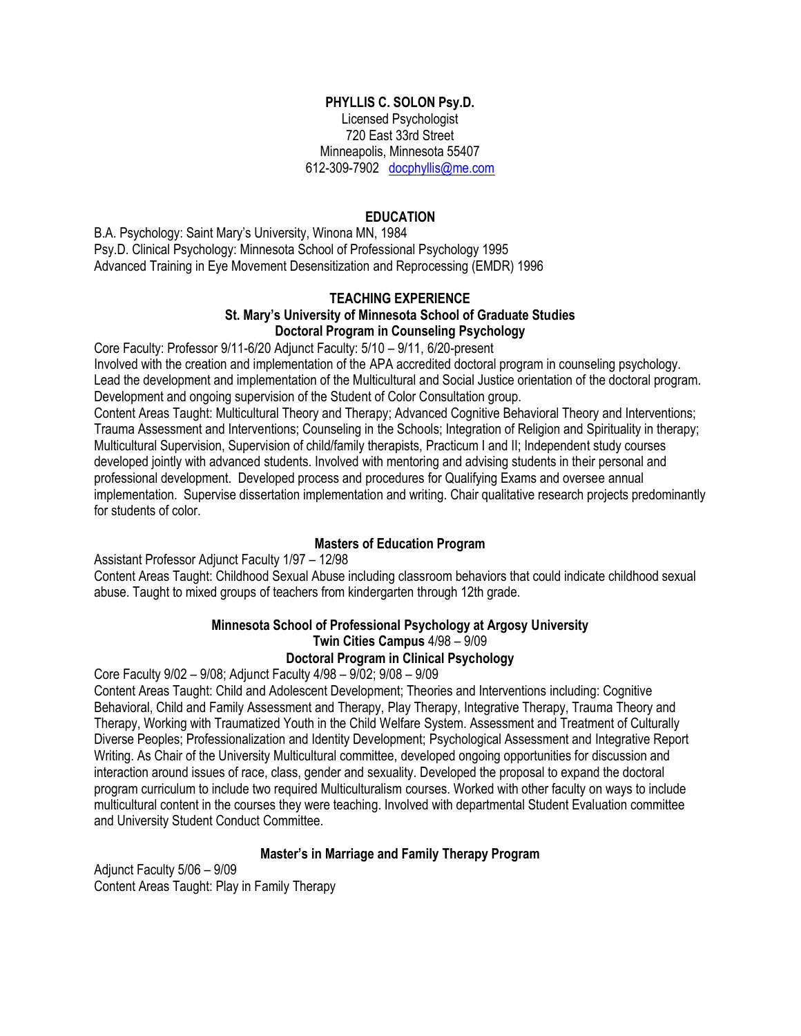**PHYLLIS C. SOLON Psy.D.**
Licensed Psychologist
720 East 33rd Street
Minneapolis, Minnesota 55407
612-309-7902 [docphyllis@me.com](mailto:docphyllis@me.com)

## EDUCATION

B.A. Psychology: Saint Mary's University, Winona MN, 1984
Psy.D. Clinical Psychology: Minnesota School of Professional Psychology 1995
Advanced Training in Eye Movement Desensitization and Reprocessing (EMDR) 1996

## TEACHING EXPERIENCE

### St. Mary's University of Minnesota School of Graduate Studies
### Doctoral Program in Counseling Psychology

Core Faculty: Professor 9/11-6/20 Adjunct Faculty: 5/10 – 9/11, 6/20-present
Involved with the creation and implementation of the APA accredited doctoral program in counseling psychology. Lead the development and implementation of the Multicultural and Social Justice orientation of the doctoral program. Development and ongoing supervision of the Student of Color Consultation group.
Content Areas Taught: Multicultural Theory and Therapy; Advanced Cognitive Behavioral Theory and Interventions; Trauma Assessment and Interventions; Counseling in the Schools; Integration of Religion and Spirituality in therapy; Multicultural Supervision, Supervision of child/family therapists, Practicum I and II; Independent study courses developed jointly with advanced students. Involved with mentoring and advising students in their personal and professional development. Developed process and procedures for Qualifying Exams and oversee annual implementation. Supervise dissertation implementation and writing. Chair qualitative research projects predominantly for students of color.

### Masters of Education Program

Assistant Professor Adjunct Faculty 1/97 – 12/98
Content Areas Taught: Childhood Sexual Abuse including classroom behaviors that could indicate childhood sexual abuse. Taught to mixed groups of teachers from kindergarten through 12th grade.

### Minnesota School of Professional Psychology at Argosy University
### Twin Cities Campus 4/98 – 9/09
### Doctoral Program in Clinical Psychology

Core Faculty 9/02 – 9/08; Adjunct Faculty 4/98 – 9/02; 9/08 – 9/09
Content Areas Taught: Child and Adolescent Development; Theories and Interventions including: Cognitive Behavioral, Child and Family Assessment and Therapy, Play Therapy, Integrative Therapy, Trauma Theory and Therapy, Working with Traumatized Youth in the Child Welfare System. Assessment and Treatment of Culturally Diverse Peoples; Professionalization and Identity Development; Psychological Assessment and Integrative Report Writing. As Chair of the University Multicultural committee, developed ongoing opportunities for discussion and interaction around issues of race, class, gender and sexuality. Developed the proposal to expand the doctoral program curriculum to include two required Multiculturalism courses. Worked with other faculty on ways to include multicultural content in the courses they were teaching. Involved with departmental Student Evaluation committee and University Student Conduct Committee.

### Master's in Marriage and Family Therapy Program

Adjunct Faculty 5/06 – 9/09
Content Areas Taught: Play in Family Therapy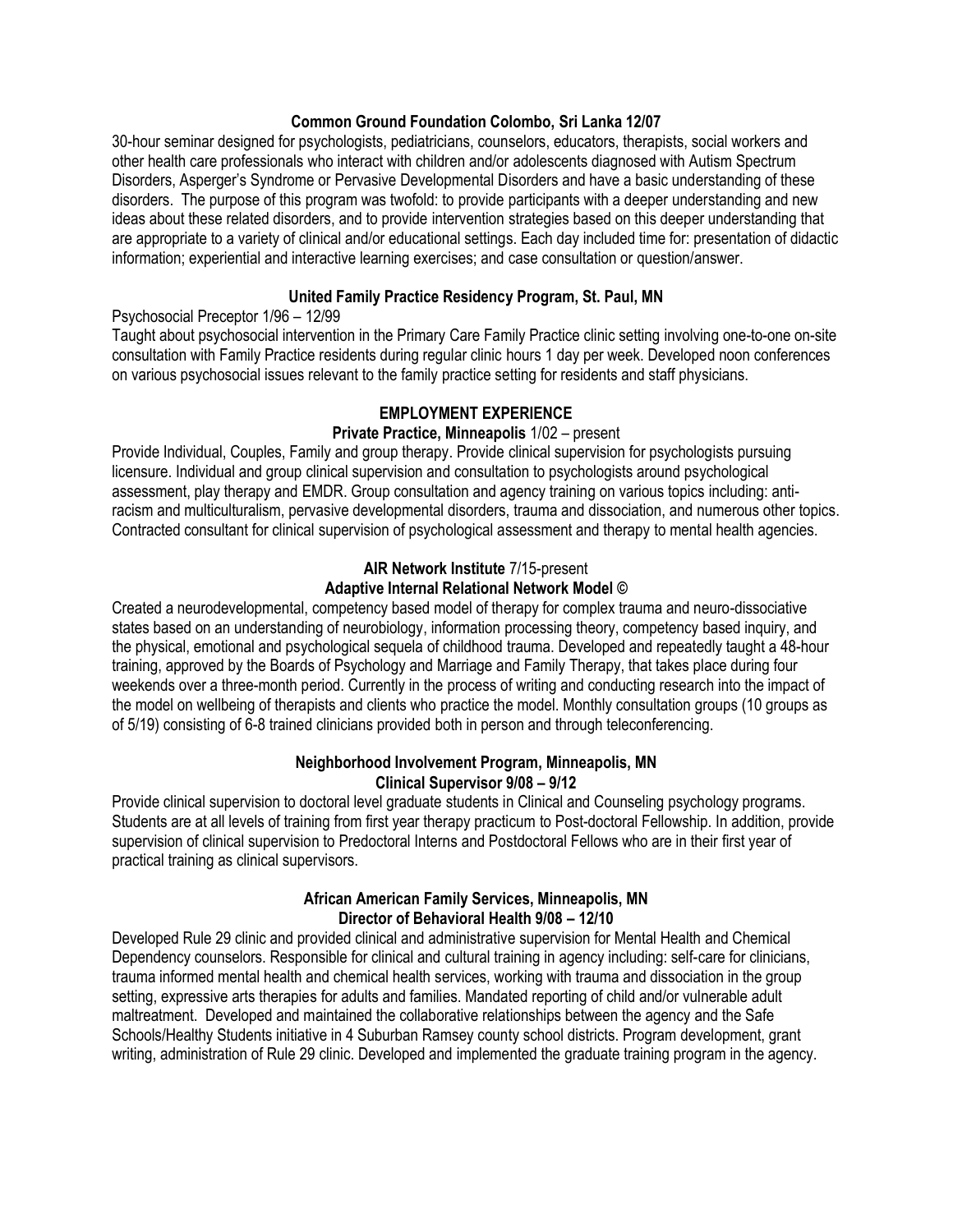**Common Ground Foundation Colombo, Sri Lanka 12/07**

30-hour seminar designed for psychologists, pediatricians, counselors, educators, therapists, social workers and other health care professionals who interact with children and/or adolescents diagnosed with Autism Spectrum Disorders, Asperger's Syndrome or Pervasive Developmental Disorders and have a basic understanding of these disorders. The purpose of this program was twofold: to provide participants with a deeper understanding and new ideas about these related disorders, and to provide intervention strategies based on this deeper understanding that are appropriate to a variety of clinical and/or educational settings. Each day included time for: presentation of didactic information; experiential and interactive learning exercises; and case consultation or question/answer.

**United Family Practice Residency Program, St. Paul, MN**

Psychosocial Preceptor 1/96 – 12/99

Taught about psychosocial intervention in the Primary Care Family Practice clinic setting involving one-to-one on-site consultation with Family Practice residents during regular clinic hours 1 day per week. Developed noon conferences on various psychosocial issues relevant to the family practice setting for residents and staff physicians.

## EMPLOYMENT EXPERIENCE

**Private Practice, Minneapolis** 1/02 – present

Provide Individual, Couples, Family and group therapy. Provide clinical supervision for psychologists pursuing licensure. Individual and group clinical supervision and consultation to psychologists around psychological assessment, play therapy and EMDR. Group consultation and agency training on various topics including: anti-racism and multiculturalism, pervasive developmental disorders, trauma and dissociation, and numerous other topics. Contracted consultant for clinical supervision of psychological assessment and therapy to mental health agencies.

**AIR Network Institute** 7/15-present
**Adaptive Internal Relational Network Model ©**

Created a neurodevelopmental, competency based model of therapy for complex trauma and neuro-dissociative states based on an understanding of neurobiology, information processing theory, competency based inquiry, and the physical, emotional and psychological sequela of childhood trauma. Developed and repeatedly taught a 48-hour training, approved by the Boards of Psychology and Marriage and Family Therapy, that takes place during four weekends over a three-month period. Currently in the process of writing and conducting research into the impact of the model on wellbeing of therapists and clients who practice the model. Monthly consultation groups (10 groups as of 5/19) consisting of 6-8 trained clinicians provided both in person and through teleconferencing.

**Neighborhood Involvement Program, Minneapolis, MN**
**Clinical Supervisor 9/08 – 9/12**

Provide clinical supervision to doctoral level graduate students in Clinical and Counseling psychology programs. Students are at all levels of training from first year therapy practicum to Post-doctoral Fellowship. In addition, provide supervision of clinical supervision to Predoctoral Interns and Postdoctoral Fellows who are in their first year of practical training as clinical supervisors.

**African American Family Services, Minneapolis, MN**
**Director of Behavioral Health 9/08 – 12/10**

Developed Rule 29 clinic and provided clinical and administrative supervision for Mental Health and Chemical Dependency counselors. Responsible for clinical and cultural training in agency including: self-care for clinicians, trauma informed mental health and chemical health services, working with trauma and dissociation in the group setting, expressive arts therapies for adults and families. Mandated reporting of child and/or vulnerable adult maltreatment. Developed and maintained the collaborative relationships between the agency and the Safe Schools/Healthy Students initiative in 4 Suburban Ramsey county school districts. Program development, grant writing, administration of Rule 29 clinic. Developed and implemented the graduate training program in the agency.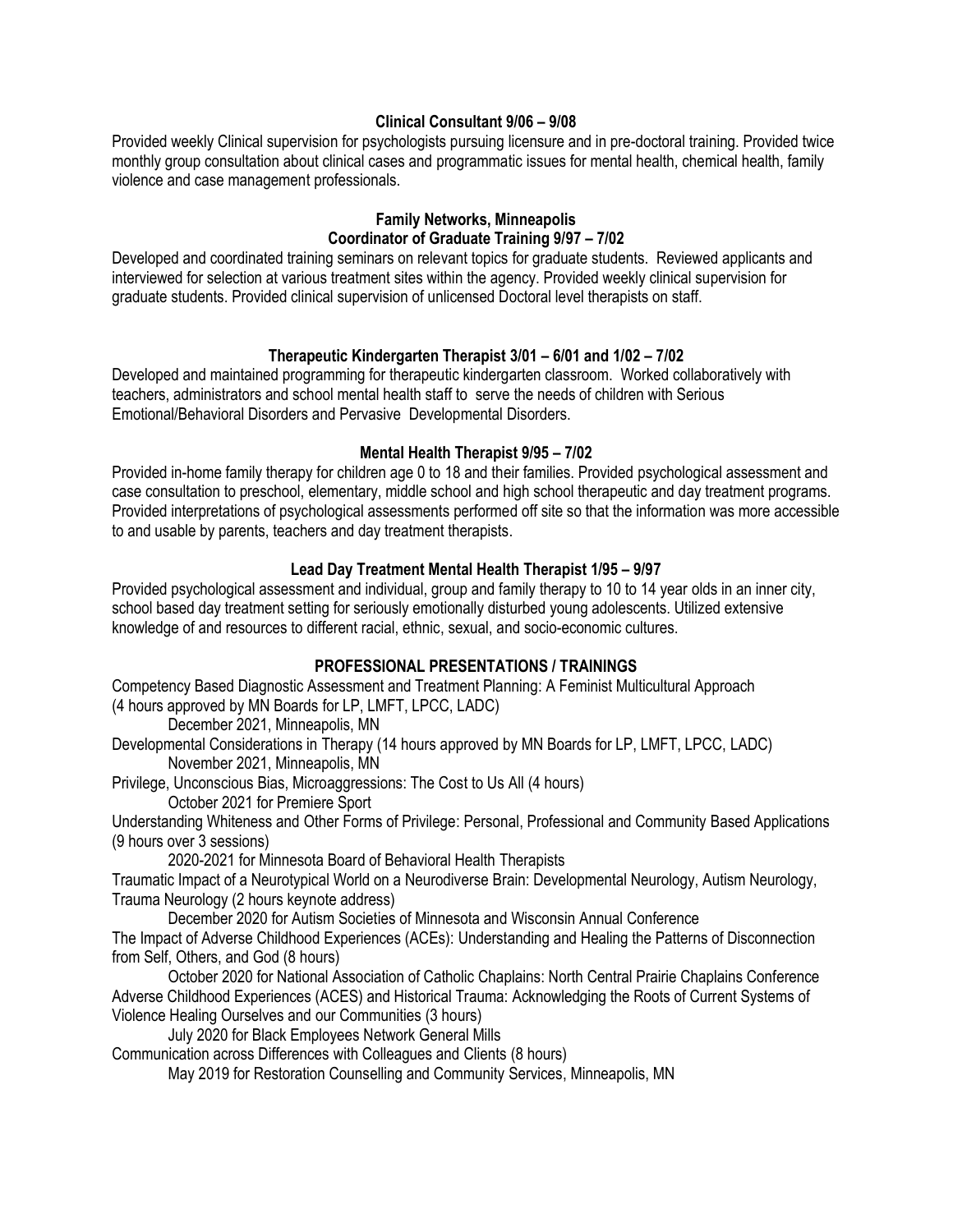**Clinical Consultant 9/06 – 9/08**

Provided weekly Clinical supervision for psychologists pursuing licensure and in pre-doctoral training. Provided twice monthly group consultation about clinical cases and programmatic issues for mental health, chemical health, family violence and case management professionals.

**Family Networks, Minneapolis**
**Coordinator of Graduate Training 9/97 – 7/02**

Developed and coordinated training seminars on relevant topics for graduate students. Reviewed applicants and interviewed for selection at various treatment sites within the agency. Provided weekly clinical supervision for graduate students. Provided clinical supervision of unlicensed Doctoral level therapists on staff.

**Therapeutic Kindergarten Therapist 3/01 – 6/01 and 1/02 – 7/02**

Developed and maintained programming for therapeutic kindergarten classroom. Worked collaboratively with teachers, administrators and school mental health staff to serve the needs of children with Serious Emotional/Behavioral Disorders and Pervasive Developmental Disorders.

**Mental Health Therapist 9/95 – 7/02**

Provided in-home family therapy for children age 0 to 18 and their families. Provided psychological assessment and case consultation to preschool, elementary, middle school and high school therapeutic and day treatment programs. Provided interpretations of psychological assessments performed off site so that the information was more accessible to and usable by parents, teachers and day treatment therapists.

**Lead Day Treatment Mental Health Therapist 1/95 – 9/97**

Provided psychological assessment and individual, group and family therapy to 10 to 14 year olds in an inner city, school based day treatment setting for seriously emotionally disturbed young adolescents. Utilized extensive knowledge of and resources to different racial, ethnic, sexual, and socio-economic cultures.

**PROFESSIONAL PRESENTATIONS / TRAININGS**

Competency Based Diagnostic Assessment and Treatment Planning: A Feminist Multicultural Approach (4 hours approved by MN Boards for LP, LMFT, LPCC, LADC)
    December 2021, Minneapolis, MN

Developmental Considerations in Therapy (14 hours approved by MN Boards for LP, LMFT, LPCC, LADC)
    November 2021, Minneapolis, MN

Privilege, Unconscious Bias, Microaggressions: The Cost to Us All (4 hours)
    October 2021 for Premiere Sport

Understanding Whiteness and Other Forms of Privilege: Personal, Professional and Community Based Applications (9 hours over 3 sessions)
    2020-2021 for Minnesota Board of Behavioral Health Therapists

Traumatic Impact of a Neurotypical World on a Neurodiverse Brain: Developmental Neurology, Autism Neurology, Trauma Neurology (2 hours keynote address)
    December 2020 for Autism Societies of Minnesota and Wisconsin Annual Conference

The Impact of Adverse Childhood Experiences (ACEs): Understanding and Healing the Patterns of Disconnection from Self, Others, and God (8 hours)
    October 2020 for National Association of Catholic Chaplains: North Central Prairie Chaplains Conference

Adverse Childhood Experiences (ACES) and Historical Trauma: Acknowledging the Roots of Current Systems of Violence Healing Ourselves and our Communities (3 hours)
    July 2020 for Black Employees Network General Mills

Communication across Differences with Colleagues and Clients (8 hours)
    May 2019 for Restoration Counselling and Community Services, Minneapolis, MN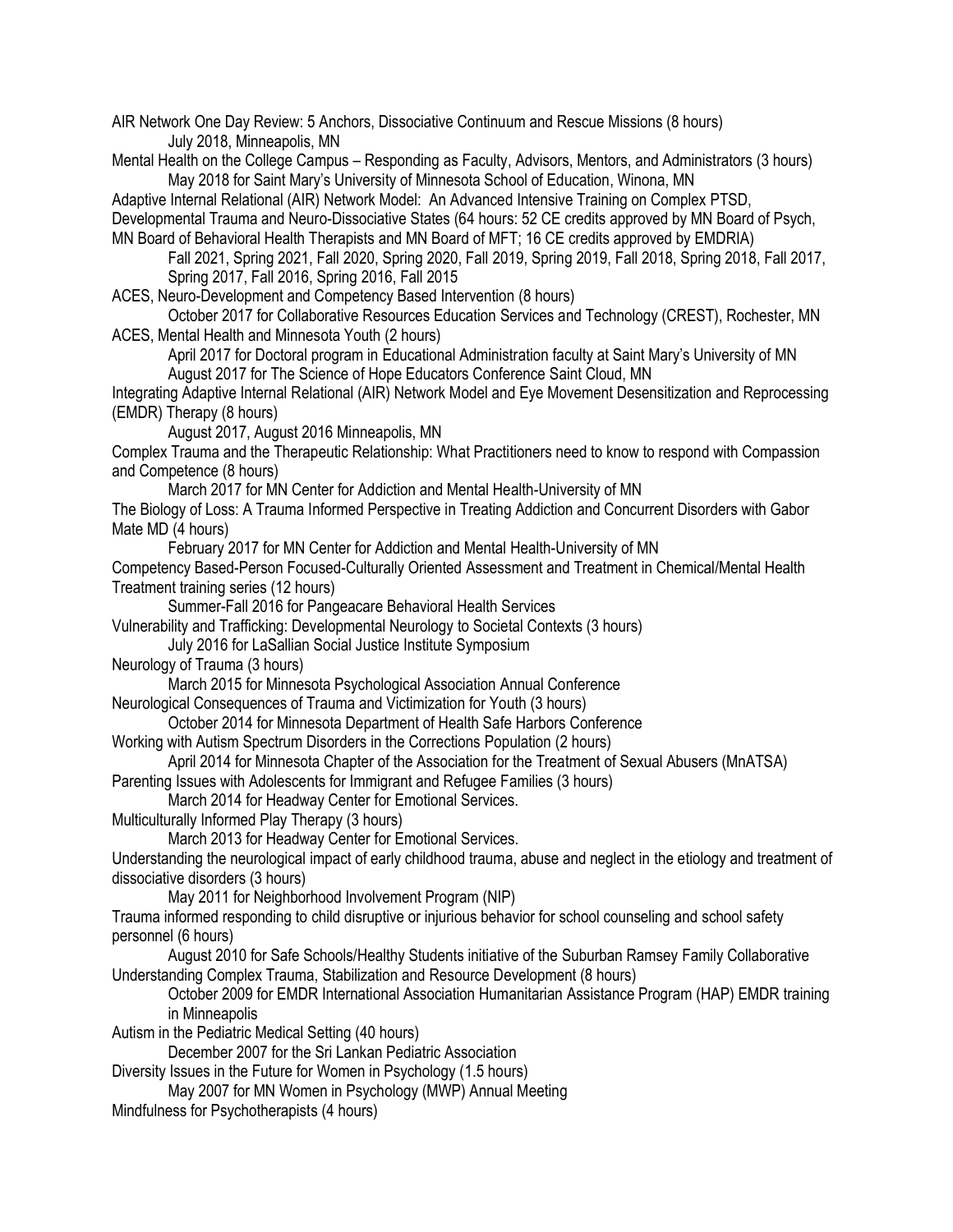AIR Network One Day Review: 5 Anchors, Dissociative Continuum and Rescue Missions (8 hours)

July 2018, Minneapolis, MN

Mental Health on the College Campus – Responding as Faculty, Advisors, Mentors, and Administrators (3 hours)

May 2018 for Saint Mary's University of Minnesota School of Education, Winona, MN

Adaptive Internal Relational (AIR) Network Model: An Advanced Intensive Training on Complex PTSD, Developmental Trauma and Neuro-Dissociative States (64 hours: 52 CE credits approved by MN Board of Psych, MN Board of Behavioral Health Therapists and MN Board of MFT; 16 CE credits approved by EMDRIA)

Fall 2021, Spring 2021, Fall 2020, Spring 2020, Fall 2019, Spring 2019, Fall 2018, Spring 2018, Fall 2017, Spring 2017, Fall 2016, Spring 2016, Fall 2015

ACES, Neuro-Development and Competency Based Intervention (8 hours)

October 2017 for Collaborative Resources Education Services and Technology (CREST), Rochester, MN

ACES, Mental Health and Minnesota Youth (2 hours)

April 2017 for Doctoral program in Educational Administration faculty at Saint Mary's University of MN
August 2017 for The Science of Hope Educators Conference Saint Cloud, MN

Integrating Adaptive Internal Relational (AIR) Network Model and Eye Movement Desensitization and Reprocessing (EMDR) Therapy (8 hours)

August 2017, August 2016 Minneapolis, MN

Complex Trauma and the Therapeutic Relationship: What Practitioners need to know to respond with Compassion and Competence (8 hours)

March 2017 for MN Center for Addiction and Mental Health-University of MN

The Biology of Loss: A Trauma Informed Perspective in Treating Addiction and Concurrent Disorders with Gabor Mate MD (4 hours)

February 2017 for MN Center for Addiction and Mental Health-University of MN

Competency Based-Person Focused-Culturally Oriented Assessment and Treatment in Chemical/Mental Health Treatment training series (12 hours)

Summer-Fall 2016 for Pangeacare Behavioral Health Services

Vulnerability and Trafficking: Developmental Neurology to Societal Contexts (3 hours)

July 2016 for LaSallian Social Justice Institute Symposium

Neurology of Trauma (3 hours)

March 2015 for Minnesota Psychological Association Annual Conference

Neurological Consequences of Trauma and Victimization for Youth (3 hours)

October 2014 for Minnesota Department of Health Safe Harbors Conference

Working with Autism Spectrum Disorders in the Corrections Population (2 hours)

April 2014 for Minnesota Chapter of the Association for the Treatment of Sexual Abusers (MnATSA)

Parenting Issues with Adolescents for Immigrant and Refugee Families (3 hours)

March 2014 for Headway Center for Emotional Services.

Multiculturally Informed Play Therapy (3 hours)

March 2013 for Headway Center for Emotional Services.

Understanding the neurological impact of early childhood trauma, abuse and neglect in the etiology and treatment of dissociative disorders (3 hours)

May 2011 for Neighborhood Involvement Program (NIP)

Trauma informed responding to child disruptive or injurious behavior for school counseling and school safety personnel (6 hours)

August 2010 for Safe Schools/Healthy Students initiative of the Suburban Ramsey Family Collaborative

Understanding Complex Trauma, Stabilization and Resource Development (8 hours)

October 2009 for EMDR International Association Humanitarian Assistance Program (HAP) EMDR training in Minneapolis

Autism in the Pediatric Medical Setting (40 hours)

December 2007 for the Sri Lankan Pediatric Association

Diversity Issues in the Future for Women in Psychology (1.5 hours)

May 2007 for MN Women in Psychology (MWP) Annual Meeting

Mindfulness for Psychotherapists (4 hours)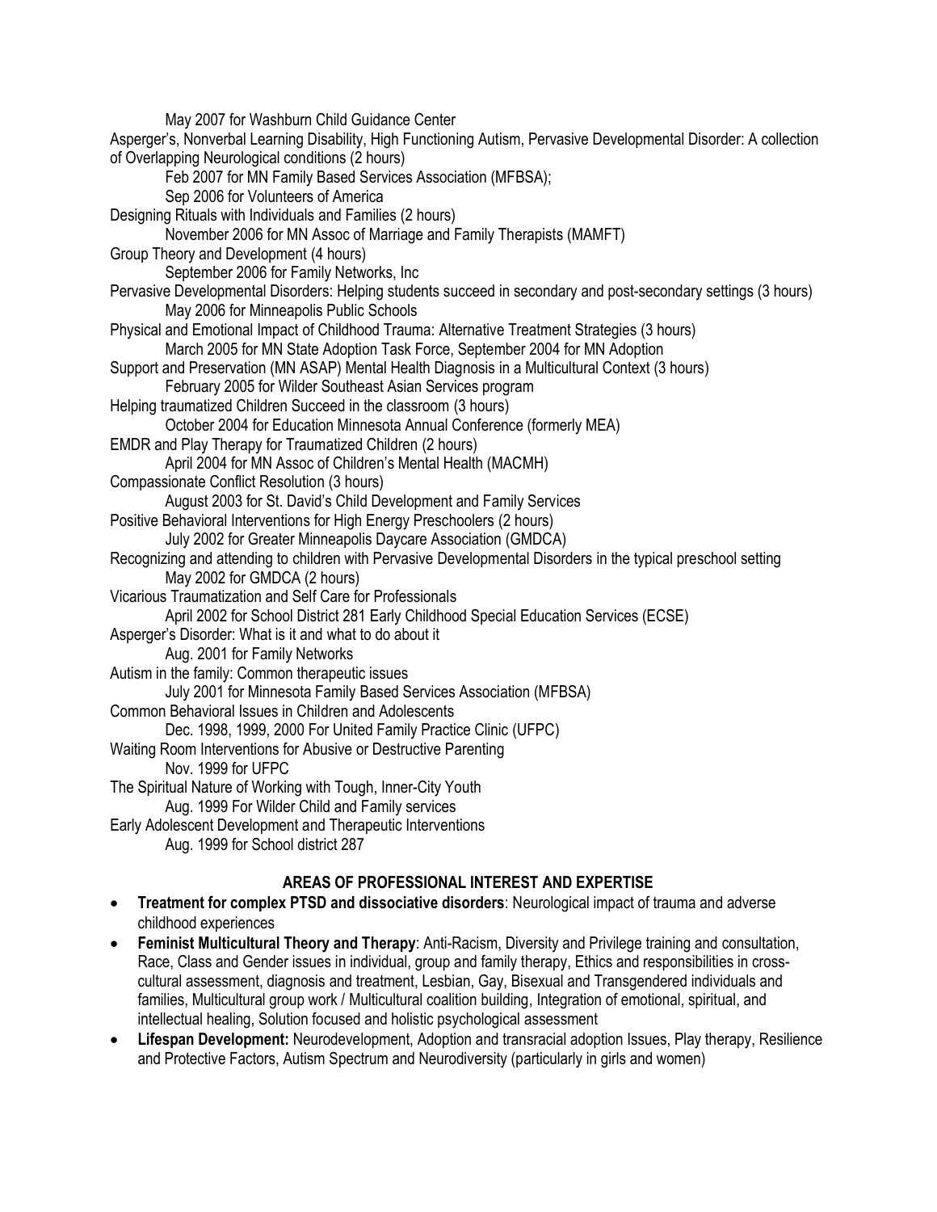May 2007 for Washburn Child Guidance Center

Asperger's, Nonverbal Learning Disability, High Functioning Autism, Pervasive Developmental Disorder: A collection of Overlapping Neurological conditions (2 hours)

Feb 2007 for MN Family Based Services Association (MFBSA);

Sep 2006 for Volunteers of America

Designing Rituals with Individuals and Families (2 hours)

November 2006 for MN Assoc of Marriage and Family Therapists (MAMFT)

Group Theory and Development (4 hours)

September 2006 for Family Networks, Inc

Pervasive Developmental Disorders: Helping students succeed in secondary and post-secondary settings (3 hours)

May 2006 for Minneapolis Public Schools

Physical and Emotional Impact of Childhood Trauma: Alternative Treatment Strategies (3 hours)

March 2005 for MN State Adoption Task Force, September 2004 for MN Adoption

Support and Preservation (MN ASAP) Mental Health Diagnosis in a Multicultural Context (3 hours)

February 2005 for Wilder Southeast Asian Services program

Helping traumatized Children Succeed in the classroom (3 hours)

October 2004 for Education Minnesota Annual Conference (formerly MEA)

EMDR and Play Therapy for Traumatized Children (2 hours)

April 2004 for MN Assoc of Children's Mental Health (MACMH)

Compassionate Conflict Resolution (3 hours)

August 2003 for St. David's Child Development and Family Services

Positive Behavioral Interventions for High Energy Preschoolers (2 hours)

July 2002 for Greater Minneapolis Daycare Association (GMDCA)

Recognizing and attending to children with Pervasive Developmental Disorders in the typical preschool setting

May 2002 for GMDCA (2 hours)

Vicarious Traumatization and Self Care for Professionals

April 2002 for School District 281 Early Childhood Special Education Services (ECSE)

Asperger's Disorder: What is it and what to do about it

Aug. 2001 for Family Networks

Autism in the family: Common therapeutic issues

July 2001 for Minnesota Family Based Services Association (MFBSA)

Common Behavioral Issues in Children and Adolescents

Dec. 1998, 1999, 2000 For United Family Practice Clinic (UFPC)

Waiting Room Interventions for Abusive or Destructive Parenting

Nov. 1999 for UFPC

The Spiritual Nature of Working with Tough, Inner-City Youth

Aug. 1999 For Wilder Child and Family services

Early Adolescent Development and Therapeutic Interventions

Aug. 1999 for School district 287

## AREAS OF PROFESSIONAL INTEREST AND EXPERTISE

- **Treatment for complex PTSD and dissociative disorders**: Neurological impact of trauma and adverse childhood experiences
- **Feminist Multicultural Theory and Therapy**: Anti-Racism, Diversity and Privilege training and consultation, Race, Class and Gender issues in individual, group and family therapy, Ethics and responsibilities in cross-cultural assessment, diagnosis and treatment, Lesbian, Gay, Bisexual and Transgendered individuals and families, Multicultural group work / Multicultural coalition building, Integration of emotional, spiritual, and intellectual healing, Solution focused and holistic psychological assessment
- **Lifespan Development:** Neurodevelopment, Adoption and transracial adoption Issues, Play therapy, Resilience and Protective Factors, Autism Spectrum and Neurodiversity (particularly in girls and women)